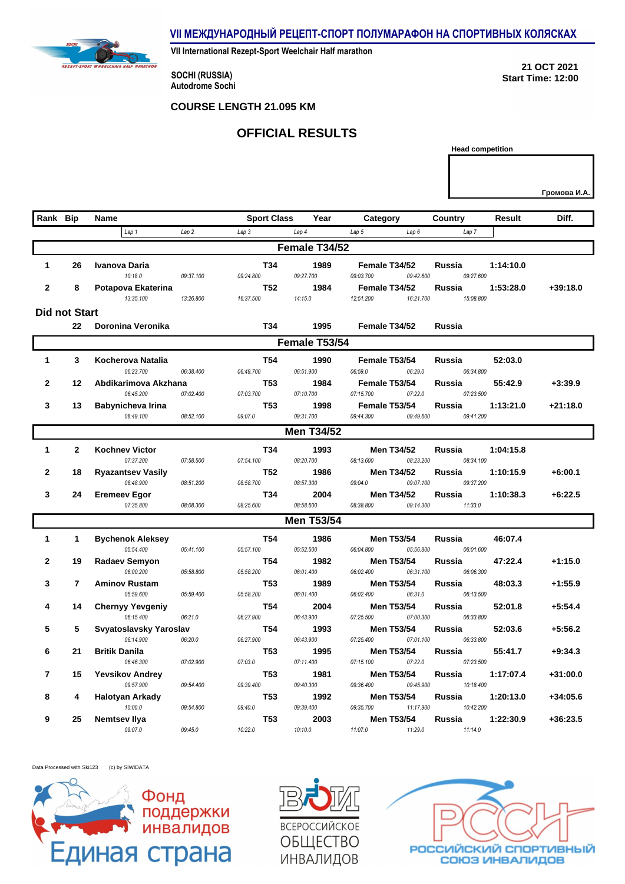# VII МЕЖДУНАРОДНЫЙ РЕЦЕПТ-СПОРТ ПОЛУМАРАФОН НА СПОРТИВНЫХ КОЛЯСКАХ

VII International Rezept-Sport Weelchair Half marathon

**SOCHI (RUSSIA)**
**Autodrome Sochi**

**21 OCT 2021**
**Start Time: 12:00**

**COURSE LENGTH 21.095 KM**

## OFFICIAL RESULTS

**Head competition**

Громова И.А.

| Rank | Bip | Name | Sport Class | Year | Category | Country | Result | Diff. |
|---|---|---|---|---|---|---|---|---|
| | | *Lap 1 / Lap 2 / Lap 3 / Lap 4 / Lap 5 / Lap 6 / Lap 7* | | | | | | |
| | | **Female T34/52** | | | | | | |
| 1 | 26 | Ivanova Daria | T34 | 1989 | Female T34/52 | Russia | 1:14:10.0 | |
| | | *10:18.0 / 09:37.100 / 09:24.800 / 09:27.700 / 09:03.700 / 09:42.600 / 09:27.600* | | | | | | |
| 2 | 8 | Potapova Ekaterina | T52 | 1984 | Female T34/52 | Russia | 1:53:28.0 | +39:18.0 |
| | | *13:35.100 / 13:26.800 / 16:37.500 / 14:15.0 / 12:51.200 / 16:21.700 / 15:08.800* | | | | | | |
| **Did not Start** | | | | | | | | |
| | 22 | Doronina Veronika | T34 | 1995 | Female T34/52 | Russia | | |
| | | **Female T53/54** | | | | | | |
| 1 | 3 | Kocherova Natalia | T54 | 1990 | Female T53/54 | Russia | 52:03.0 | |
| | | *06:23.700 / 06:38.400 / 06:49.700 / 06:51.900 / 06:59.0 / 06:29.0 / 06:34.800* | | | | | | |
| 2 | 12 | Abdikarimova Akzhana | T53 | 1984 | Female T53/54 | Russia | 55:42.9 | +3:39.9 |
| | | *06:45.200 / 07:02.400 / 07:03.700 / 07:10.700 / 07:15.700 / 07:22.0 / 07:23.500* | | | | | | |
| 3 | 13 | Babynicheva Irina | T53 | 1998 | Female T53/54 | Russia | 1:13:21.0 | +21:18.0 |
| | | *08:49.100 / 08:52.100 / 09:07.0 / 09:31.700 / 09:44.300 / 09:49.600 / 09:41.200* | | | | | | |
| | | **Men T34/52** | | | | | | |
| 1 | 2 | Kochnev Victor | T34 | 1993 | Men T34/52 | Russia | 1:04:15.8 | |
| | | *07:37.200 / 07:58.500 / 07:54.100 / 08:20.700 / 08:13.600 / 08:23.200 / 08:34.100* | | | | | | |
| 2 | 18 | Ryazantsev Vasily | T52 | 1986 | Men T34/52 | Russia | 1:10:15.9 | +6:00.1 |
| | | *08:48.900 / 08:51.200 / 08:58.700 / 08:57.300 / 09:04.0 / 09:07.100 / 09:37.200* | | | | | | |
| 3 | 24 | Eremeev Egor | T34 | 2004 | Men T34/52 | Russia | 1:10:38.3 | +6:22.5 |
| | | *07:35.800 / 08:08.300 / 08:25.600 / 08:58.600 / 08:38.800 / 09:14.300 / 11:33.0* | | | | | | |
| | | **Men T53/54** | | | | | | |
| 1 | 1 | Bychenok Aleksey | T54 | 1986 | Men T53/54 | Russia | 46:07.4 | |
| | | *05:54.400 / 05:41.100 / 05:57.100 / 05:52.500 / 06:04.800 / 05:56.800 / 06:01.600* | | | | | | |
| 2 | 19 | Radaev Semyon | T54 | 1982 | Men T53/54 | Russia | 47:22.4 | +1:15.0 |
| | | *06:00.200 / 05:58.800 / 05:58.200 / 06:01.400 / 06:02.400 / 06:31.100 / 06:06.300* | | | | | | |
| 3 | 7 | Aminov Rustam | T53 | 1989 | Men T53/54 | Russia | 48:03.3 | +1:55.9 |
| | | *05:59.600 / 05:59.400 / 05:58.200 / 06:01.400 / 06:02.400 / 06:31.0 / 06:13.500* | | | | | | |
| 4 | 14 | Chernyy Yevgeniy | T54 | 2004 | Men T53/54 | Russia | 52:01.8 | +5:54.4 |
| | | *06:15.400 / 06:21.0 / 06:27.900 / 06:43.900 / 07:25.500 / 07:00.300 / 06:33.800* | | | | | | |
| 5 | 5 | Svyatoslavsky Yaroslav | T54 | 1993 | Men T53/54 | Russia | 52:03.6 | +5:56.2 |
| | | *06:14.900 / 06:20.0 / 06:27.900 / 06:43.900 / 07:25.400 / 07:01.100 / 06:33.800* | | | | | | |
| 6 | 21 | Britik Danila | T53 | 1995 | Men T53/54 | Russia | 55:41.7 | +9:34.3 |
| | | *06:46.300 / 07:02.900 / 07:03.0 / 07:11.400 / 07:15.100 / 07:22.0 / 07:23.500* | | | | | | |
| 7 | 15 | Yevsikov Andrey | T53 | 1981 | Men T53/54 | Russia | 1:17:07.4 | +31:00.0 |
| | | *09:57.900 / 09:54.400 / 09:39.400 / 09:40.300 / 09:36.400 / 09:45.900 / 10:18.400* | | | | | | |
| 8 | 4 | Halotyan Arkady | T53 | 1992 | Men T53/54 | Russia | 1:20:13.0 | +34:05.6 |
| | | *10:00.0 / 09:54.800 / 09:40.0 / 09:39.400 / 09:35.700 / 11:17.900 / 10:42.200* | | | | | | |
| 9 | 25 | Nemtsev Ilya | T53 | 2003 | Men T53/54 | Russia | 1:22:30.9 | +36:23.5 |
| | | *09:07.0 / 09:45.0 / 10:22.0 / 10:10.0 / 11:07.0 / 11:29.0 / 11:14.0* | | | | | | |

Data Processed with Ski123 (c) by SIWIDATA

Фонд поддержки инвалидов Единая страна

ВСЕРОССИЙСКОЕ ОБЩЕСТВО ИНВАЛИДОВ

РОССИЙСКИЙ СПОРТИВНЫЙ СОЮЗ ИНВАЛИДОВ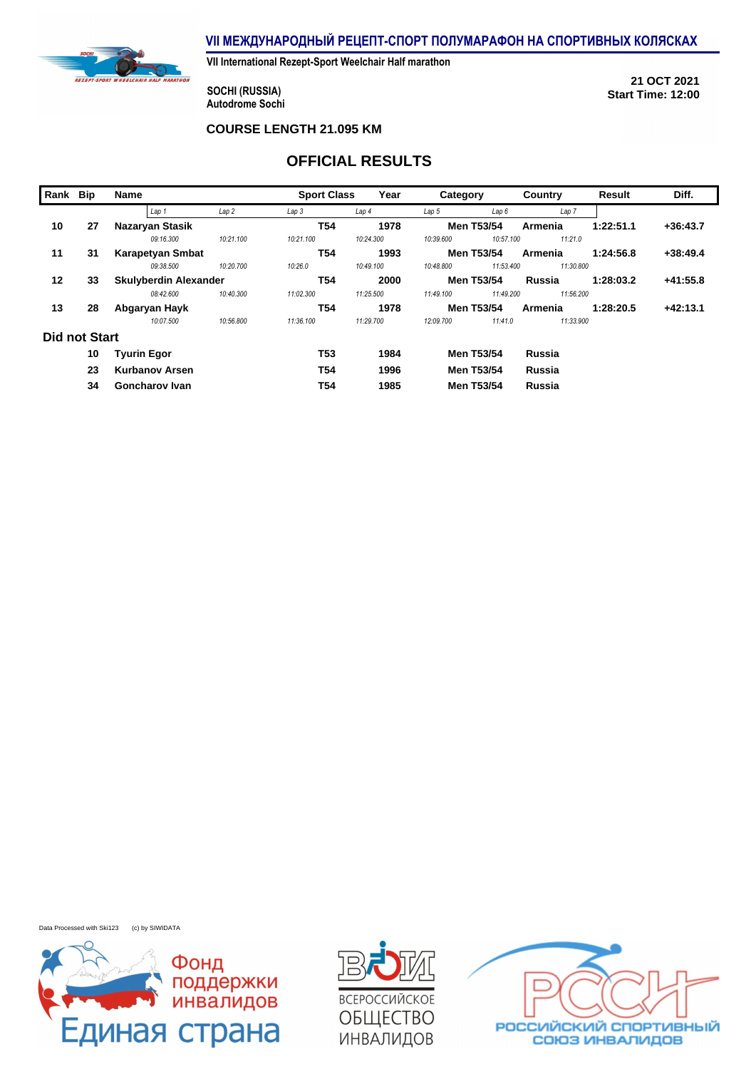# VII МЕЖДУНАРОДНЫЙ РЕЦЕПТ-СПОРТ ПОЛУМАРАФОН НА СПОРТИВНЫХ КОЛЯСКАХ

VII International Rezept-Sport Weelchair Half marathon

SOCHI (RUSSIA)
Autodrome Sochi

21 OCT 2021
Start Time: 12:00

**COURSE LENGTH 21.095 KM**

## OFFICIAL RESULTS

| Rank | Bip | Name | Sport Class | Year | Category | Country | Result | Diff. |
|---|---|---|---|---|---|---|---|---|
| | | *Lap 1 / Lap 2 / Lap 3 / Lap 4 / Lap 5 / Lap 6 / Lap 7* | | | | | | |
| 10 | 27 | Nazaryan Stasik | T54 | 1978 | Men T53/54 | Armenia | 1:22:51.1 | +36:43.7 |
| | | *09:16.300 / 10:21.100 / 10:21.100 / 10:24.300 / 10:39.600 / 10:57.100 / 11:21.0* | | | | | | |
| 11 | 31 | Karapetyan Smbat | T54 | 1993 | Men T53/54 | Armenia | 1:24:56.8 | +38:49.4 |
| | | *09:38.500 / 10:20.700 / 10:26.0 / 10:49.100 / 10:48.800 / 11:53.400 / 11:30.800* | | | | | | |
| 12 | 33 | Skulyberdin Alexander | T54 | 2000 | Men T53/54 | Russia | 1:28:03.2 | +41:55.8 |
| | | *08:42.600 / 10:40.300 / 11:02.300 / 11:25.500 / 11:49.100 / 11:49.200 / 11:56.200* | | | | | | |
| 13 | 28 | Abgaryan Hayk | T54 | 1978 | Men T53/54 | Armenia | 1:28:20.5 | +42:13.1 |
| | | *10:07.500 / 10:56.800 / 11:36.100 / 11:29.700 / 12:09.700 / 11:41.0 / 11:33.900* | | | | | | |

### Did not Start

| Rank | Bip | Name | Sport Class | Year | Category | Country |
|---|---|---|---|---|---|---|
| | 10 | Tyurin Egor | T53 | 1984 | Men T53/54 | Russia |
| | 23 | Kurbanov Arsen | T54 | 1996 | Men T53/54 | Russia |
| | 34 | Goncharov Ivan | T54 | 1985 | Men T53/54 | Russia |

Data Processed with Ski123 (c) by SIWIDATA

Фонд поддержки инвалидов Единая страна

ВОИ ВСЕРОССИЙСКОЕ ОБЩЕСТВО ИНВАЛИДОВ

РССИ РОССИЙСКИЙ СПОРТИВНЫЙ СОЮЗ ИНВАЛИДОВ